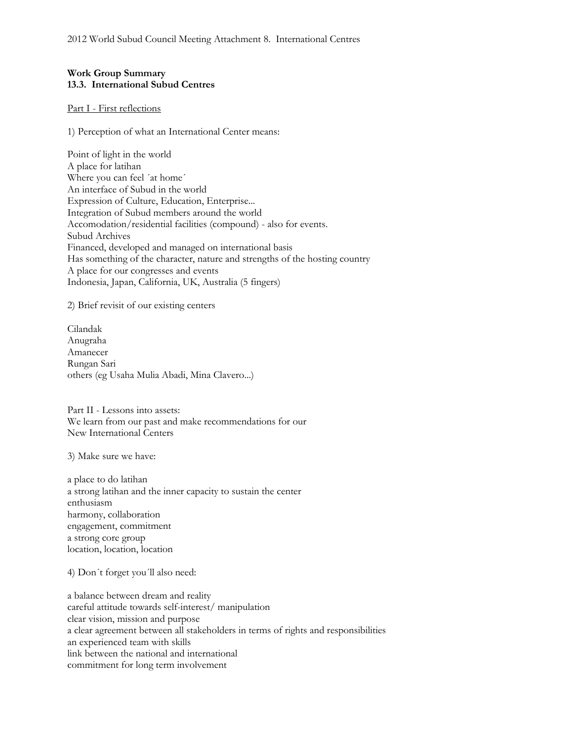2012 World Subud Council Meeting Attachment 8. International Centres

**Work Group Summary**
**13.3. International Subud Centres**

Part I - First reflections

1) Perception of what an International Center means:

Point of light in the world
A place for latihan
Where you can feel ´at home´
An interface of Subud in the world
Expression of Culture, Education, Enterprise...
Integration of Subud members around the world
Accomodation/residential facilities (compound) - also for events.
Subud Archives
Financed, developed and managed on international basis
Has something of the character, nature and strengths of the hosting country
A place for our congresses and events
Indonesia, Japan, California, UK, Australia (5 fingers)

2) Brief revisit of our existing centers

Cilandak
Anugraha
Amanecer
Rungan Sari
others (eg Usaha Mulia Abadi, Mina Clavero...)

Part II - Lessons into assets:
We learn from our past and make recommendations for our
New International Centers

3) Make sure we have:

a place to do latihan
a strong latihan and the inner capacity to sustain the center
enthusiasm
harmony, collaboration
engagement, commitment
a strong core group
location, location, location

4) Don´t forget you´ll also need:

a balance between dream and reality
careful attitude towards self-interest/ manipulation
clear vision, mission and purpose
a clear agreement between all stakeholders in terms of rights and responsibilities
an experienced team with skills
link between the national and international
commitment for long term involvement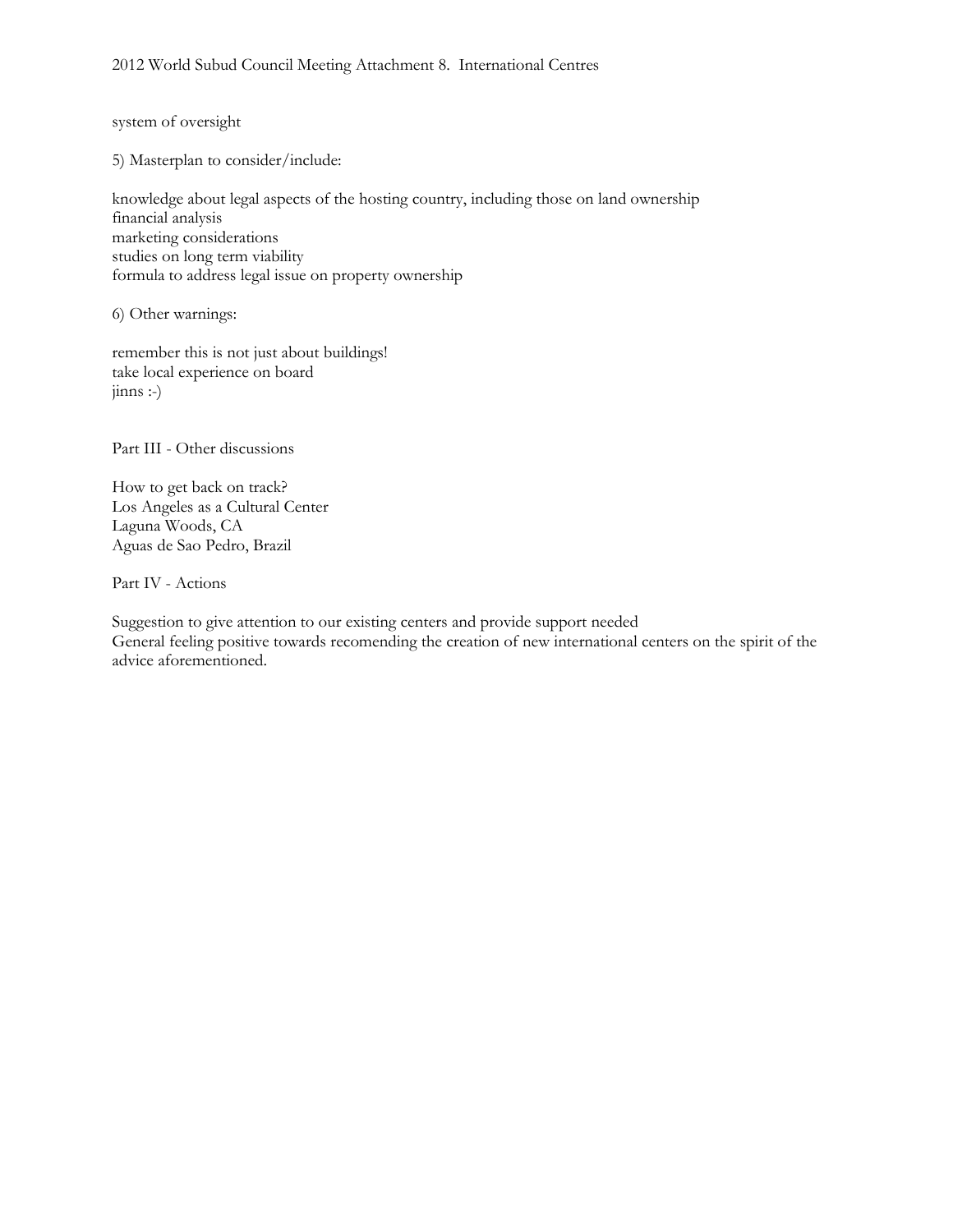system of oversight

5) Masterplan to consider/include:

knowledge about legal aspects of the hosting country, including those on land ownership
financial analysis
marketing considerations
studies on long term viability
formula to address legal issue on property ownership

6) Other warnings:

remember this is not just about buildings!
take local experience on board
jinns :-)

Part III - Other discussions

How to get back on track?
Los Angeles as a Cultural Center
Laguna Woods, CA
Aguas de Sao Pedro, Brazil

Part IV - Actions

Suggestion to give attention to our existing centers and provide support needed
General feeling positive towards recomending the creation of new international centers on the spirit of the advice aforementioned.